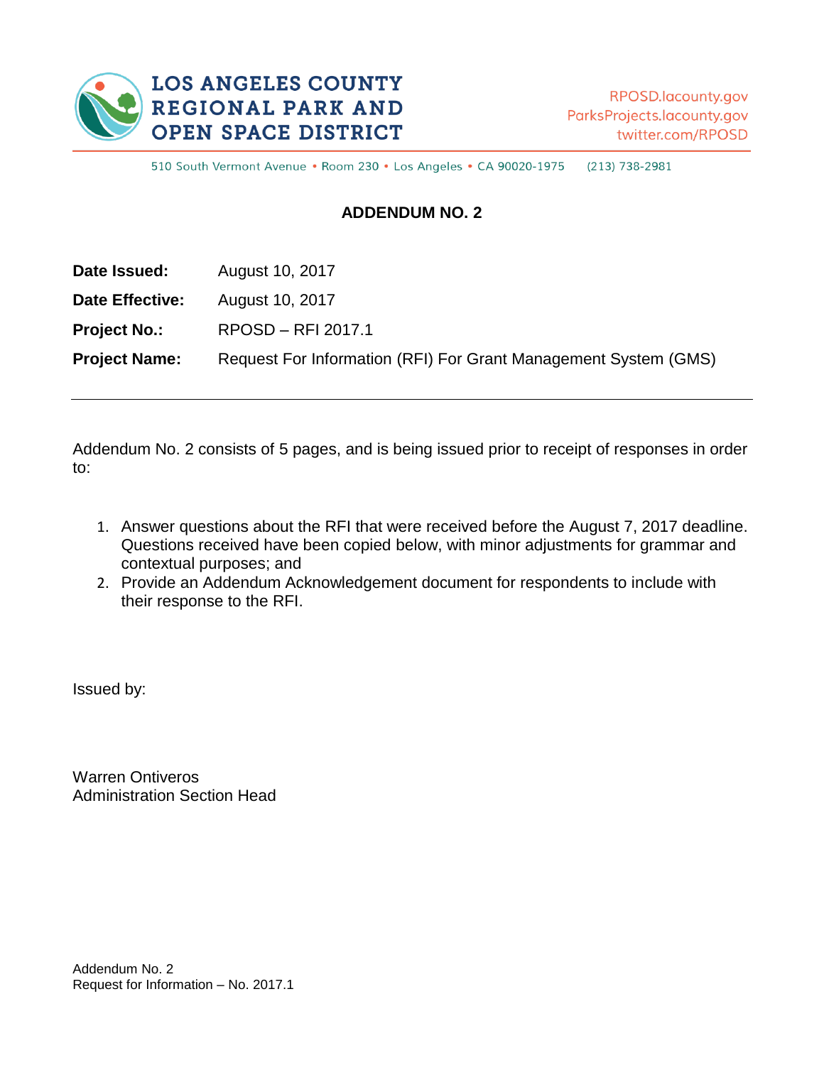LOS ANGELES COUNTY
REGIONAL PARK AND
OPEN SPACE DISTRICT

RPOSD.lacounty.gov
ParksProjects.lacounty.gov
twitter.com/RPOSD

510 South Vermont Avenue • Room 230 • Los Angeles • CA 90020-1975 (213) 738-2981

# ADDENDUM NO. 2

| | |
|---|---|
| **Date Issued:** | August 10, 2017 |
| **Date Effective:** | August 10, 2017 |
| **Project No.:** | RPOSD – RFI 2017.1 |
| **Project Name:** | Request For Information (RFI) For Grant Management System (GMS) |

---

Addendum No. 2 consists of 5 pages, and is being issued prior to receipt of responses in order to:

1. Answer questions about the RFI that were received before the August 7, 2017 deadline. Questions received have been copied below, with minor adjustments for grammar and contextual purposes; and
2. Provide an Addendum Acknowledgement document for respondents to include with their response to the RFI.

Issued by:

Warren Ontiveros
Administration Section Head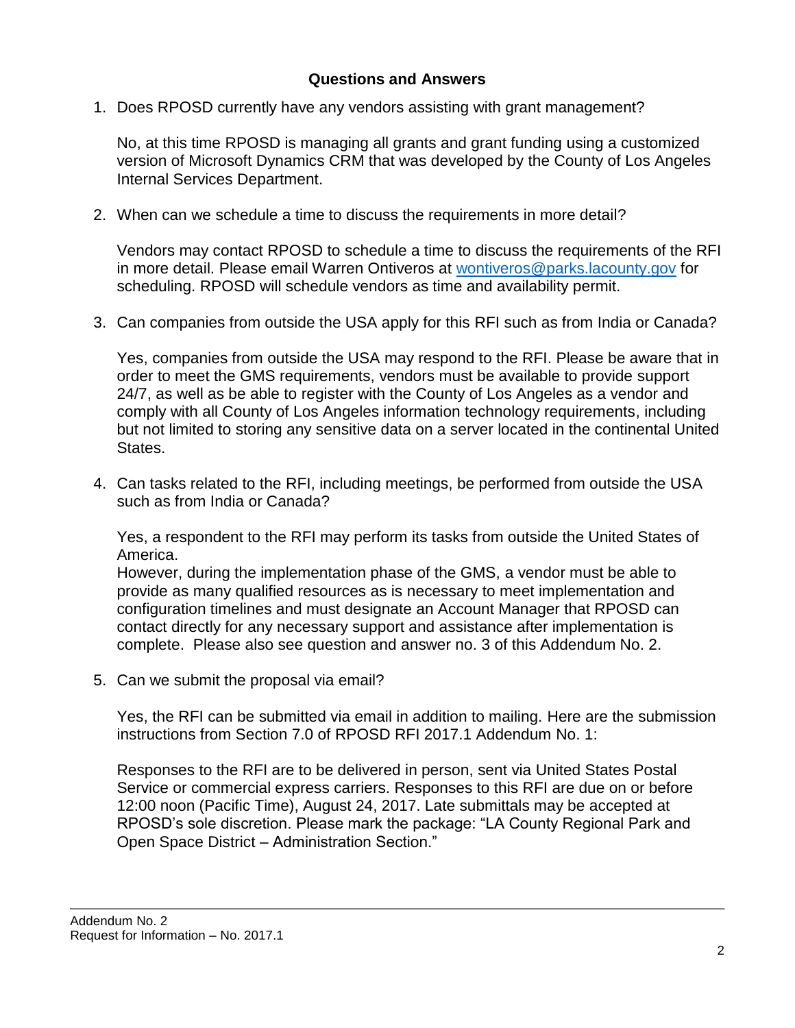## Questions and Answers

1. Does RPOSD currently have any vendors assisting with grant management?

   No, at this time RPOSD is managing all grants and grant funding using a customized version of Microsoft Dynamics CRM that was developed by the County of Los Angeles Internal Services Department.

2. When can we schedule a time to discuss the requirements in more detail?

   Vendors may contact RPOSD to schedule a time to discuss the requirements of the RFI in more detail. Please email Warren Ontiveros at wontiveros@parks.lacounty.gov for scheduling. RPOSD will schedule vendors as time and availability permit.

3. Can companies from outside the USA apply for this RFI such as from India or Canada?

   Yes, companies from outside the USA may respond to the RFI. Please be aware that in order to meet the GMS requirements, vendors must be available to provide support 24/7, as well as be able to register with the County of Los Angeles as a vendor and comply with all County of Los Angeles information technology requirements, including but not limited to storing any sensitive data on a server located in the continental United States.

4. Can tasks related to the RFI, including meetings, be performed from outside the USA such as from India or Canada?

   Yes, a respondent to the RFI may perform its tasks from outside the United States of America.
   However, during the implementation phase of the GMS, a vendor must be able to provide as many qualified resources as is necessary to meet implementation and configuration timelines and must designate an Account Manager that RPOSD can contact directly for any necessary support and assistance after implementation is complete. Please also see question and answer no. 3 of this Addendum No. 2.

5. Can we submit the proposal via email?

   Yes, the RFI can be submitted via email in addition to mailing. Here are the submission instructions from Section 7.0 of RPOSD RFI 2017.1 Addendum No. 1:

   Responses to the RFI are to be delivered in person, sent via United States Postal Service or commercial express carriers. Responses to this RFI are due on or before 12:00 noon (Pacific Time), August 24, 2017. Late submittals may be accepted at RPOSD's sole discretion. Please mark the package: "LA County Regional Park and Open Space District – Administration Section."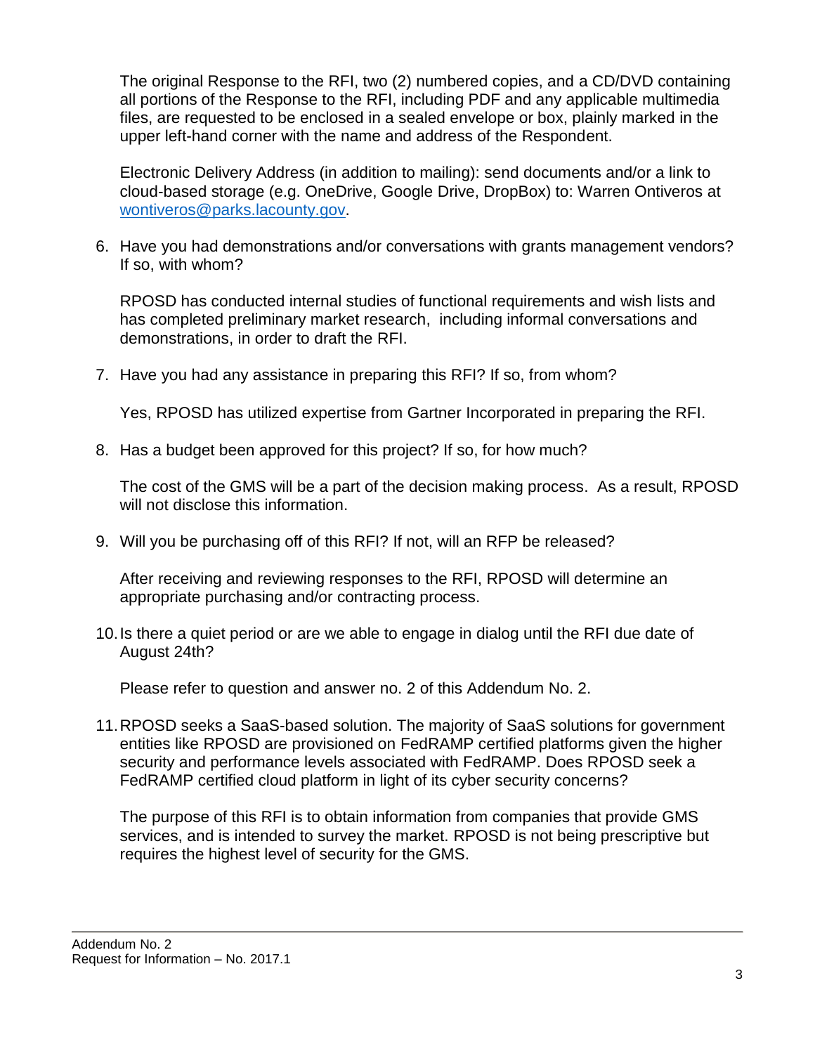The original Response to the RFI, two (2) numbered copies, and a CD/DVD containing all portions of the Response to the RFI, including PDF and any applicable multimedia files, are requested to be enclosed in a sealed envelope or box, plainly marked in the upper left-hand corner with the name and address of the Respondent.

Electronic Delivery Address (in addition to mailing): send documents and/or a link to cloud-based storage (e.g. OneDrive, Google Drive, DropBox) to: Warren Ontiveros at wontiveros@parks.lacounty.gov.

6. Have you had demonstrations and/or conversations with grants management vendors? If so, with whom?

   RPOSD has conducted internal studies of functional requirements and wish lists and has completed preliminary market research, including informal conversations and demonstrations, in order to draft the RFI.

7. Have you had any assistance in preparing this RFI? If so, from whom?

   Yes, RPOSD has utilized expertise from Gartner Incorporated in preparing the RFI.

8. Has a budget been approved for this project? If so, for how much?

   The cost of the GMS will be a part of the decision making process. As a result, RPOSD will not disclose this information.

9. Will you be purchasing off of this RFI? If not, will an RFP be released?

   After receiving and reviewing responses to the RFI, RPOSD will determine an appropriate purchasing and/or contracting process.

10. Is there a quiet period or are we able to engage in dialog until the RFI due date of August 24th?

    Please refer to question and answer no. 2 of this Addendum No. 2.

11. RPOSD seeks a SaaS-based solution. The majority of SaaS solutions for government entities like RPOSD are provisioned on FedRAMP certified platforms given the higher security and performance levels associated with FedRAMP. Does RPOSD seek a FedRAMP certified cloud platform in light of its cyber security concerns?

    The purpose of this RFI is to obtain information from companies that provide GMS services, and is intended to survey the market. RPOSD is not being prescriptive but requires the highest level of security for the GMS.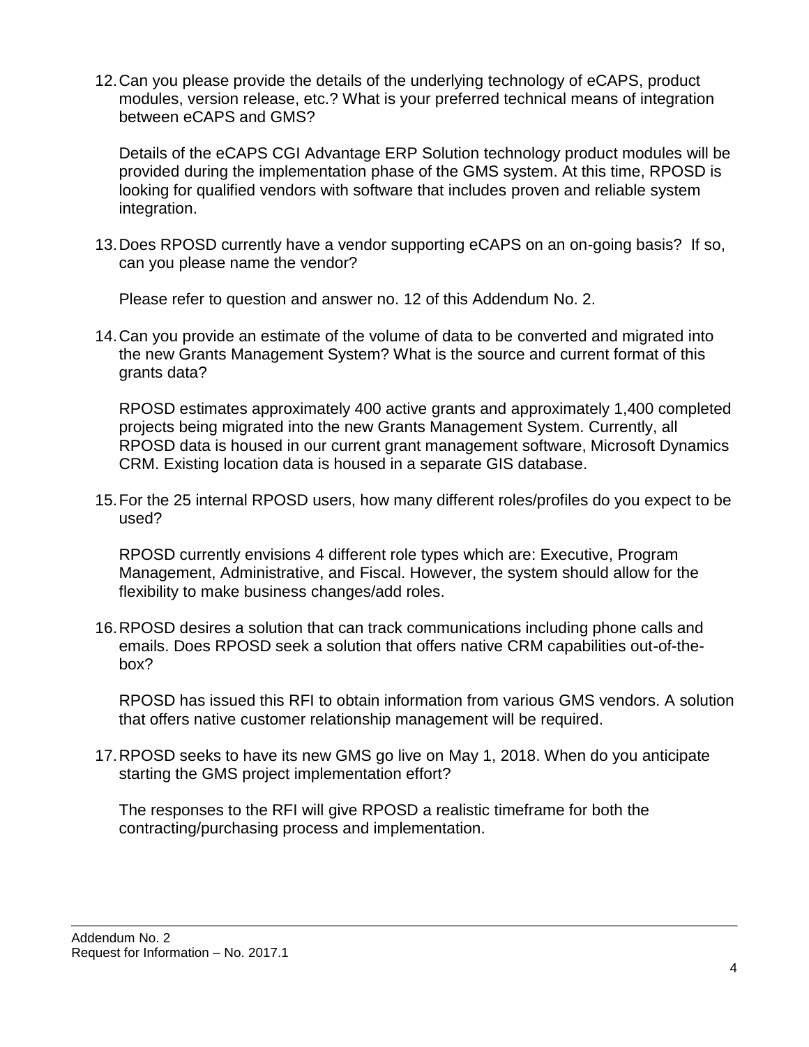12. Can you please provide the details of the underlying technology of eCAPS, product modules, version release, etc.? What is your preferred technical means of integration between eCAPS and GMS?

    Details of the eCAPS CGI Advantage ERP Solution technology product modules will be provided during the implementation phase of the GMS system. At this time, RPOSD is looking for qualified vendors with software that includes proven and reliable system integration.

13. Does RPOSD currently have a vendor supporting eCAPS on an on-going basis? If so, can you please name the vendor?

    Please refer to question and answer no. 12 of this Addendum No. 2.

14. Can you provide an estimate of the volume of data to be converted and migrated into the new Grants Management System? What is the source and current format of this grants data?

    RPOSD estimates approximately 400 active grants and approximately 1,400 completed projects being migrated into the new Grants Management System. Currently, all RPOSD data is housed in our current grant management software, Microsoft Dynamics CRM. Existing location data is housed in a separate GIS database.

15. For the 25 internal RPOSD users, how many different roles/profiles do you expect to be used?

    RPOSD currently envisions 4 different role types which are: Executive, Program Management, Administrative, and Fiscal. However, the system should allow for the flexibility to make business changes/add roles.

16. RPOSD desires a solution that can track communications including phone calls and emails. Does RPOSD seek a solution that offers native CRM capabilities out-of-the-box?

    RPOSD has issued this RFI to obtain information from various GMS vendors. A solution that offers native customer relationship management will be required.

17. RPOSD seeks to have its new GMS go live on May 1, 2018. When do you anticipate starting the GMS project implementation effort?

    The responses to the RFI will give RPOSD a realistic timeframe for both the contracting/purchasing process and implementation.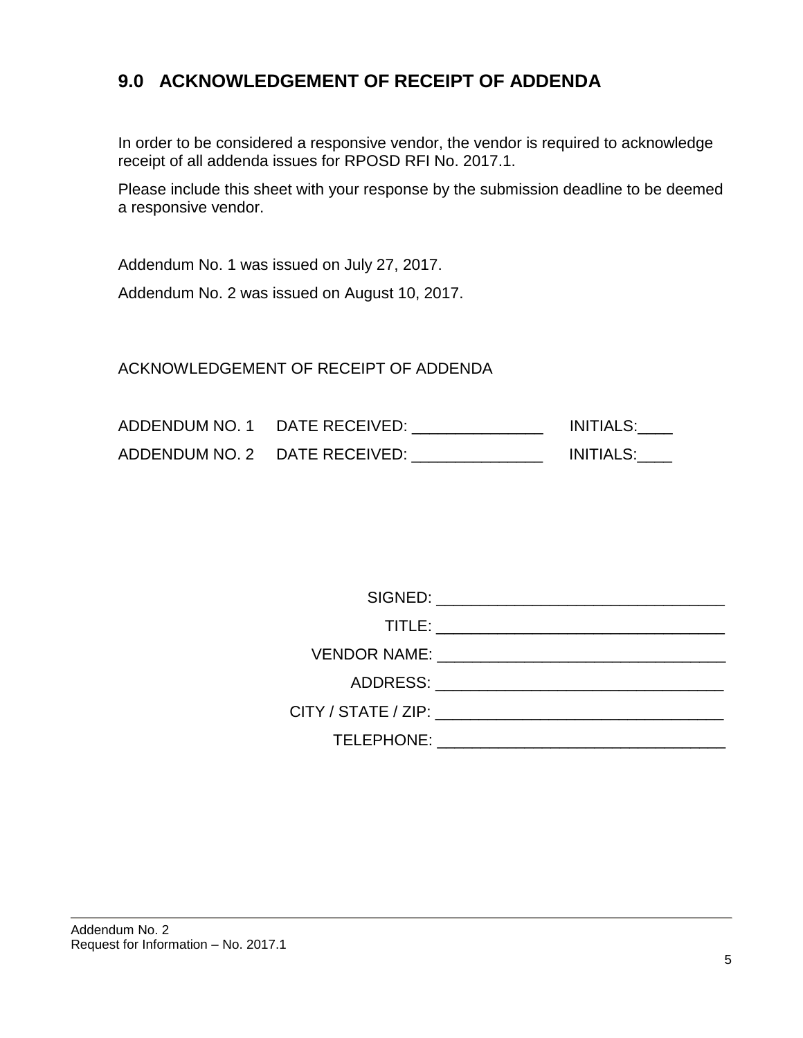## 9.0 ACKNOWLEDGEMENT OF RECEIPT OF ADDENDA

In order to be considered a responsive vendor, the vendor is required to acknowledge receipt of all addenda issues for RPOSD RFI No. 2017.1.

Please include this sheet with your response by the submission deadline to be deemed a responsive vendor.

Addendum No. 1 was issued on July 27, 2017.

Addendum No. 2 was issued on August 10, 2017.

ACKNOWLEDGEMENT OF RECEIPT OF ADDENDA

ADDENDUM NO. 1 DATE RECEIVED: _______________ INITIALS:____

ADDENDUM NO. 2 DATE RECEIVED: _______________ INITIALS:____

SIGNED: _________________________________

TITLE: _________________________________

VENDOR NAME: _________________________________

ADDRESS: _________________________________

CITY / STATE / ZIP: _________________________________

TELEPHONE: _________________________________